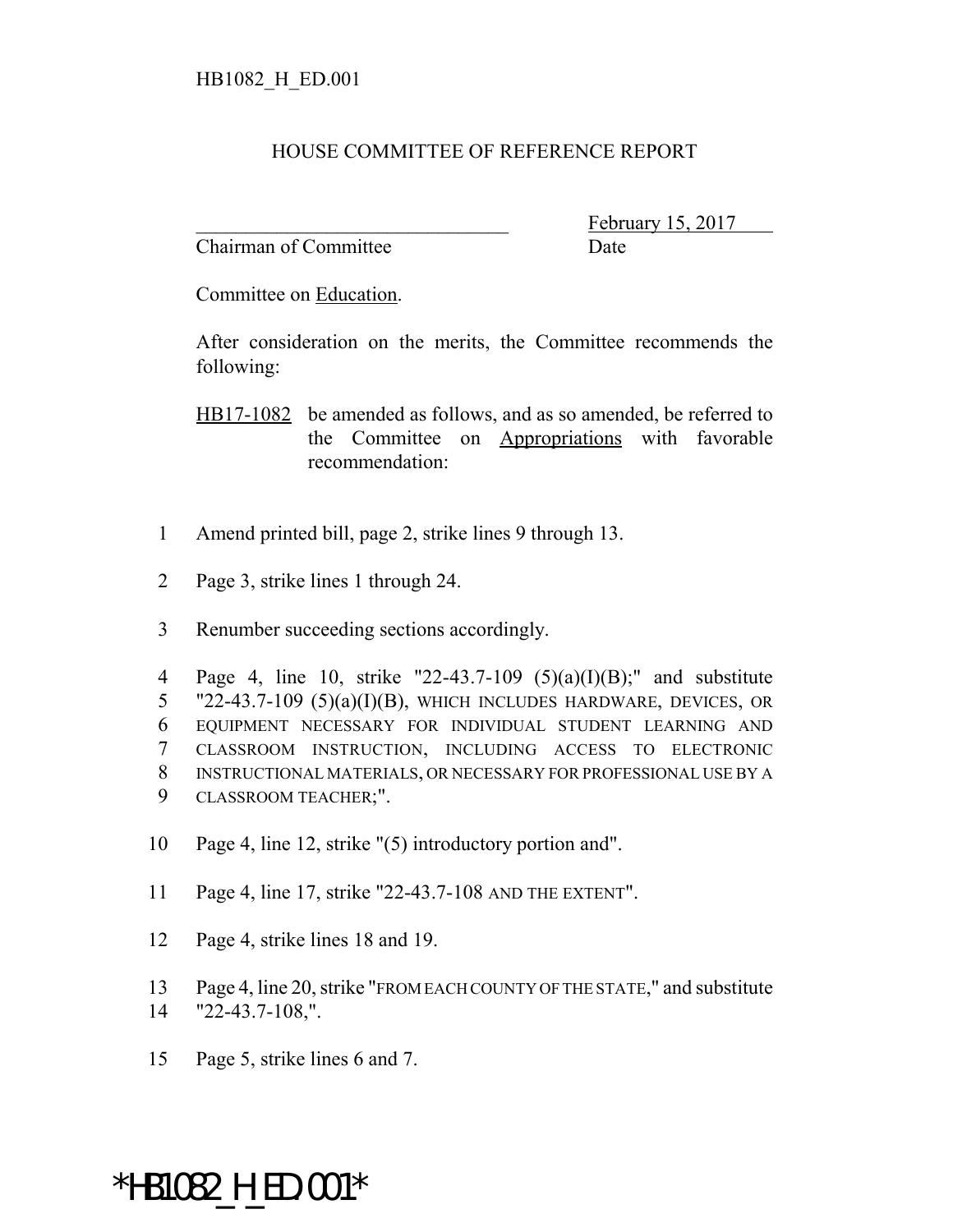HB1082_H_ED.001

# HOUSE COMMITTEE OF REFERENCE REPORT

_______________________________ February 15, 2017
Chairman of Committee Date

Committee on Education.

After consideration on the merits, the Committee recommends the following:

HB17-1082 be amended as follows, and as so amended, be referred to the Committee on Appropriations with favorable recommendation:

1 Amend printed bill, page 2, strike lines 9 through 13.

2 Page 3, strike lines 1 through 24.

3 Renumber succeeding sections accordingly.

4 Page 4, line 10, strike "22-43.7-109 (5)(a)(I)(B);" and substitute
5 "22-43.7-109 (5)(a)(I)(B), WHICH INCLUDES HARDWARE, DEVICES, OR
6 EQUIPMENT NECESSARY FOR INDIVIDUAL STUDENT LEARNING AND
7 CLASSROOM INSTRUCTION, INCLUDING ACCESS TO ELECTRONIC
8 INSTRUCTIONAL MATERIALS, OR NECESSARY FOR PROFESSIONAL USE BY A
9 CLASSROOM TEACHER;".

10 Page 4, line 12, strike "(5) introductory portion and".

11 Page 4, line 17, strike "22-43.7-108 AND THE EXTENT".

12 Page 4, strike lines 18 and 19.

13 Page 4, line 20, strike "FROM EACH COUNTY OF THE STATE," and substitute
14 "22-43.7-108,".

15 Page 5, strike lines 6 and 7.

*HB1082_H_ED.001*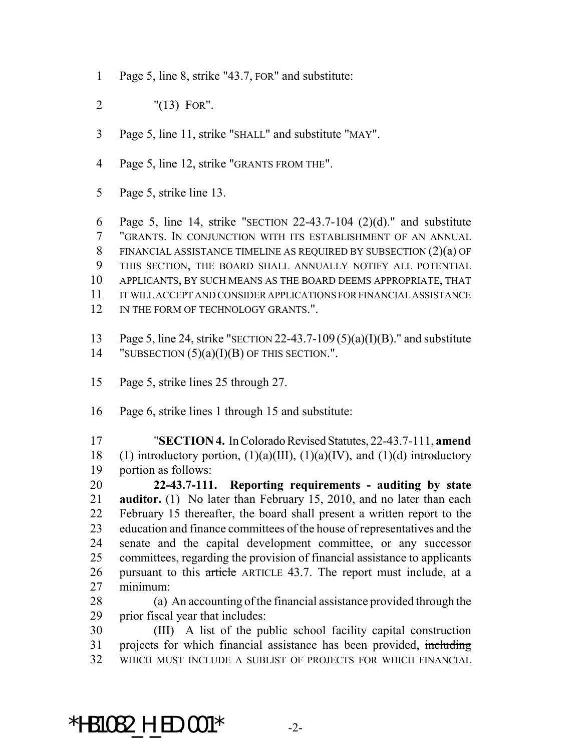Page 5, line 8, strike "43.7, FOR" and substitute:

"(13) FOR".

Page 5, line 11, strike "SHALL" and substitute "MAY".

Page 5, line 12, strike "GRANTS FROM THE".

Page 5, strike line 13.

Page 5, line 14, strike "SECTION 22-43.7-104 (2)(d)." and substitute "GRANTS. IN CONJUNCTION WITH ITS ESTABLISHMENT OF AN ANNUAL FINANCIAL ASSISTANCE TIMELINE AS REQUIRED BY SUBSECTION (2)(a) OF THIS SECTION, THE BOARD SHALL ANNUALLY NOTIFY ALL POTENTIAL APPLICANTS, BY SUCH MEANS AS THE BOARD DEEMS APPROPRIATE, THAT IT WILL ACCEPT AND CONSIDER APPLICATIONS FOR FINANCIAL ASSISTANCE IN THE FORM OF TECHNOLOGY GRANTS.".

Page 5, line 24, strike "SECTION 22-43.7-109 (5)(a)(I)(B)." and substitute "SUBSECTION (5)(a)(I)(B) OF THIS SECTION.".

Page 5, strike lines 25 through 27.

Page 6, strike lines 1 through 15 and substitute:

"**SECTION 4.** In Colorado Revised Statutes, 22-43.7-111, **amend** (1) introductory portion, (1)(a)(III), (1)(a)(IV), and (1)(d) introductory portion as follows:

**22-43.7-111. Reporting requirements - auditing by state auditor.** (1) No later than February 15, 2010, and no later than each February 15 thereafter, the board shall present a written report to the education and finance committees of the house of representatives and the senate and the capital development committee, or any successor committees, regarding the provision of financial assistance to applicants pursuant to this ~~article~~ ARTICLE 43.7. The report must include, at a minimum:

(a) An accounting of the financial assistance provided through the prior fiscal year that includes:

(III) A list of the public school facility capital construction projects for which financial assistance has been provided, ~~including~~ WHICH MUST INCLUDE A SUBLIST OF PROJECTS FOR WHICH FINANCIAL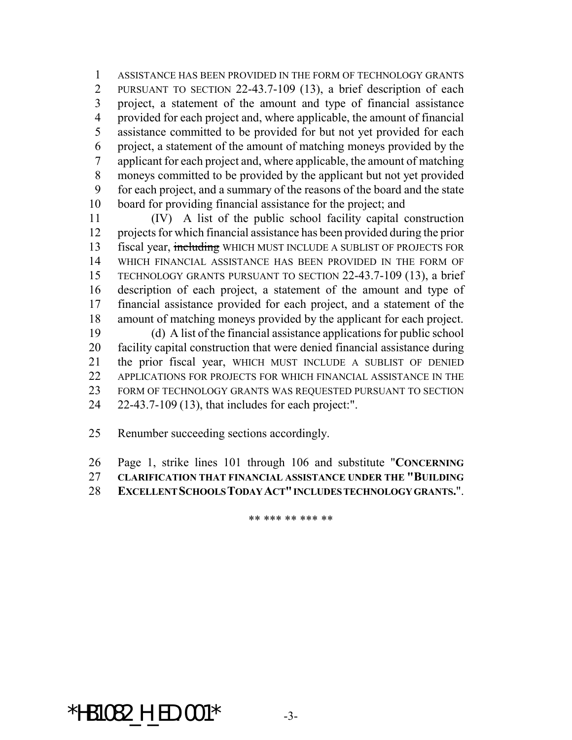ASSISTANCE HAS BEEN PROVIDED IN THE FORM OF TECHNOLOGY GRANTS PURSUANT TO SECTION 22-43.7-109 (13), a brief description of each project, a statement of the amount and type of financial assistance provided for each project and, where applicable, the amount of financial assistance committed to be provided for but not yet provided for each project, a statement of the amount of matching moneys provided by the applicant for each project and, where applicable, the amount of matching moneys committed to be provided by the applicant but not yet provided for each project, and a summary of the reasons of the board and the state board for providing financial assistance for the project; and

(IV) A list of the public school facility capital construction projects for which financial assistance has been provided during the prior fiscal year, ~~including~~ WHICH MUST INCLUDE A SUBLIST OF PROJECTS FOR WHICH FINANCIAL ASSISTANCE HAS BEEN PROVIDED IN THE FORM OF TECHNOLOGY GRANTS PURSUANT TO SECTION 22-43.7-109 (13), a brief description of each project, a statement of the amount and type of financial assistance provided for each project, and a statement of the amount of matching moneys provided by the applicant for each project.

(d) A list of the financial assistance applications for public school facility capital construction that were denied financial assistance during the prior fiscal year, WHICH MUST INCLUDE A SUBLIST OF DENIED APPLICATIONS FOR PROJECTS FOR WHICH FINANCIAL ASSISTANCE IN THE FORM OF TECHNOLOGY GRANTS WAS REQUESTED PURSUANT TO SECTION 22-43.7-109 (13), that includes for each project:".

Renumber succeeding sections accordingly.

Page 1, strike lines 101 through 106 and substitute "**CONCERNING CLARIFICATION THAT FINANCIAL ASSISTANCE UNDER THE "BUILDING EXCELLENT SCHOOLS TODAY ACT" INCLUDES TECHNOLOGY GRANTS.**".

** *** ** *** **

*HB1082_H_ED.001*